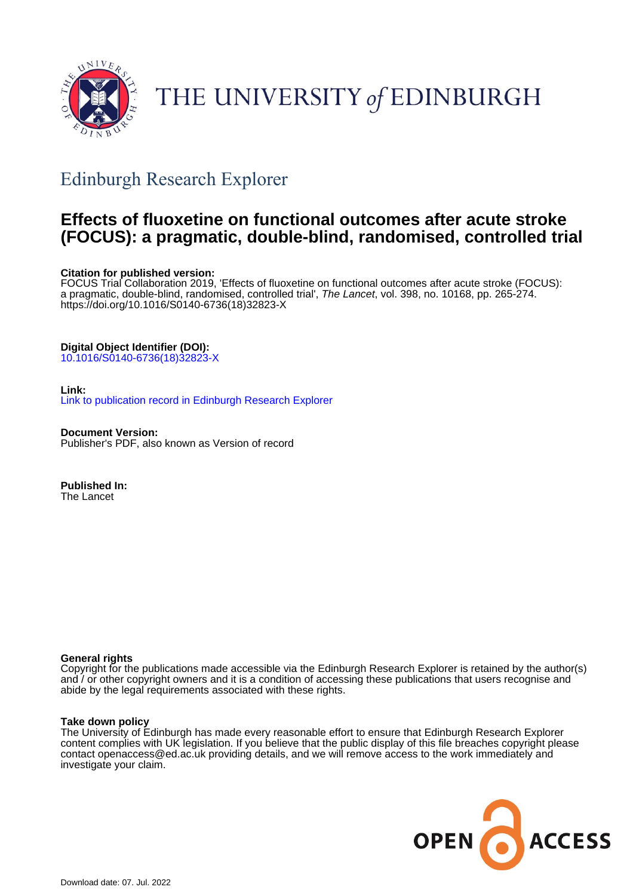THE UNIVERSITY of EDINBURGH

## Edinburgh Research Explorer

# Effects of fluoxetine on functional outcomes after acute stroke (FOCUS): a pragmatic, double-blind, randomised, controlled trial

**Citation for published version:**
FOCUS Trial Collaboration 2019, 'Effects of fluoxetine on functional outcomes after acute stroke (FOCUS): a pragmatic, double-blind, randomised, controlled trial', *The Lancet*, vol. 398, no. 10168, pp. 265-274. https://doi.org/10.1016/S0140-6736(18)32823-X

**Digital Object Identifier (DOI):**
10.1016/S0140-6736(18)32823-X

**Link:**
Link to publication record in Edinburgh Research Explorer

**Document Version:**
Publisher's PDF, also known as Version of record

**Published In:**
The Lancet

**General rights**
Copyright for the publications made accessible via the Edinburgh Research Explorer is retained by the author(s) and / or other copyright owners and it is a condition of accessing these publications that users recognise and abide by the legal requirements associated with these rights.

**Take down policy**
The University of Edinburgh has made every reasonable effort to ensure that Edinburgh Research Explorer content complies with UK legislation. If you believe that the public display of this file breaches copyright please contact openaccess@ed.ac.uk providing details, and we will remove access to the work immediately and investigate your claim.

OPEN ACCESS

Download date: 07. Jul. 2022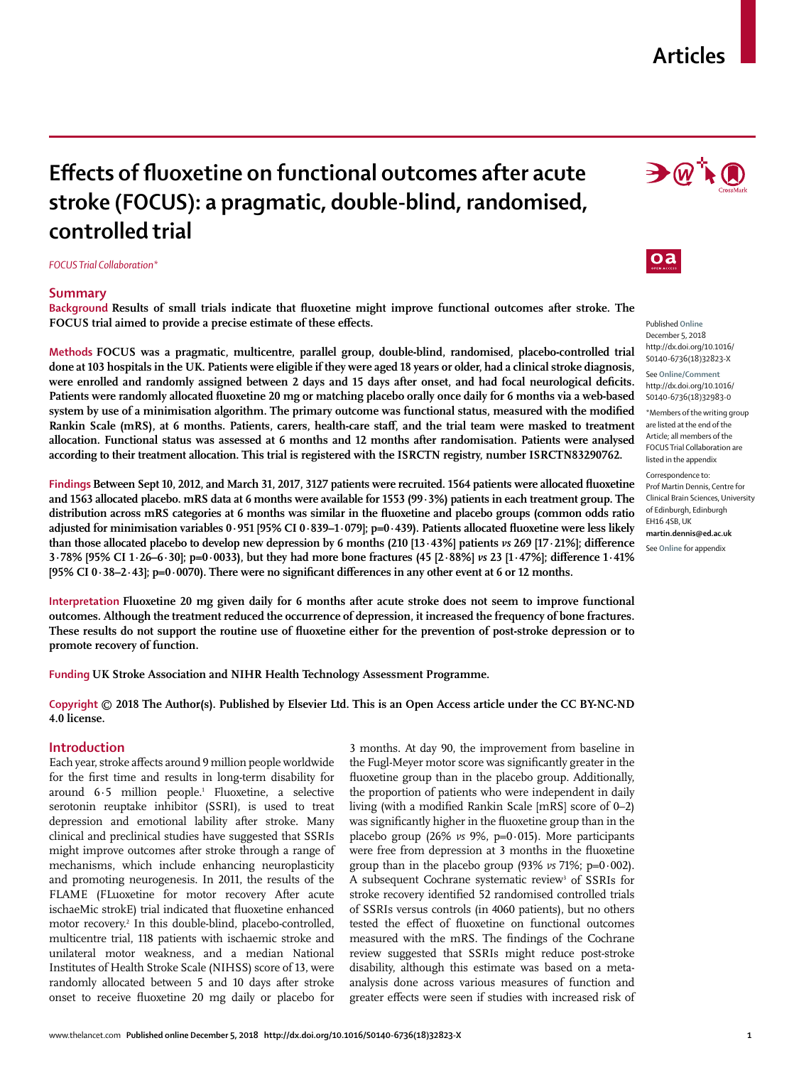# Effects of fluoxetine on functional outcomes after acute stroke (FOCUS): a pragmatic, double-blind, randomised, controlled trial

*FOCUS Trial Collaboration**

## Summary

**Background** **Results of small trials indicate that fluoxetine might improve functional outcomes after stroke. The FOCUS trial aimed to provide a precise estimate of these effects.**

**Methods** **FOCUS was a pragmatic, multicentre, parallel group, double-blind, randomised, placebo-controlled trial done at 103 hospitals in the UK. Patients were eligible if they were aged 18 years or older, had a clinical stroke diagnosis, were enrolled and randomly assigned between 2 days and 15 days after onset, and had focal neurological deficits. Patients were randomly allocated fluoxetine 20 mg or matching placebo orally once daily for 6 months via a web-based system by use of a minimisation algorithm. The primary outcome was functional status, measured with the modified Rankin Scale (mRS), at 6 months. Patients, carers, health-care staff, and the trial team were masked to treatment allocation. Functional status was assessed at 6 months and 12 months after randomisation. Patients were analysed according to their treatment allocation. This trial is registered with the ISRCTN registry, number ISRCTN83290762.**

**Findings** **Between Sept 10, 2012, and March 31, 2017, 3127 patients were recruited. 1564 patients were allocated fluoxetine and 1563 allocated placebo. mRS data at 6 months were available for 1553 (99·3%) patients in each treatment group. The distribution across mRS categories at 6 months was similar in the fluoxetine and placebo groups (common odds ratio adjusted for minimisation variables 0·951 [95% CI 0·839–1·079]; p=0·439). Patients allocated fluoxetine were less likely than those allocated placebo to develop new depression by 6 months (210 [13·43%] patients *vs* 269 [17·21%]; difference 3·78% [95% CI 1·26–6·30]; p=0·0033), but they had more bone fractures (45 [2·88%] *vs* 23 [1·47%]; difference 1·41% [95% CI 0·38–2·43]; p=0·0070). There were no significant differences in any other event at 6 or 12 months.**

**Interpretation** **Fluoxetine 20 mg given daily for 6 months after acute stroke does not seem to improve functional outcomes. Although the treatment reduced the occurrence of depression, it increased the frequency of bone fractures. These results do not support the routine use of fluoxetine either for the prevention of post-stroke depression or to promote recovery of function.**

**Funding** **UK Stroke Association and NIHR Health Technology Assessment Programme.**

**Copyright** **© 2018 The Author(s). Published by Elsevier Ltd. This is an Open Access article under the CC BY-NC-ND 4.0 license.**

Published **Online** December 5, 2018 http://dx.doi.org/10.1016/S0140-6736(18)32823-X

See **Online/Comment** http://dx.doi.org/10.1016/S0140-6736(18)32983-0

*Members of the writing group are listed at the end of the Article; all members of the FOCUS Trial Collaboration are listed in the appendix

Correspondence to: Prof Martin Dennis, Centre for Clinical Brain Sciences, University of Edinburgh, Edinburgh EH16 4SB, UK **martin.dennis@ed.ac.uk**

See **Online** for appendix

## Introduction

Each year, stroke affects around 9 million people worldwide for the first time and results in long-term disability for around 6·5 million people.[1] Fluoxetine, a selective serotonin reuptake inhibitor (SSRI), is used to treat depression and emotional lability after stroke. Many clinical and preclinical studies have suggested that SSRIs might improve outcomes after stroke through a range of mechanisms, which include enhancing neuroplasticity and promoting neurogenesis. In 2011, the results of the FLAME (FLuoxetine for motor recovery After acute ischaeMic strokE) trial indicated that fluoxetine enhanced motor recovery.[2] In this double-blind, placebo-controlled, multicentre trial, 118 patients with ischaemic stroke and unilateral motor weakness, and a median National Institutes of Health Stroke Scale (NIHSS) score of 13, were randomly allocated between 5 and 10 days after stroke onset to receive fluoxetine 20 mg daily or placebo for 3 months. At day 90, the improvement from baseline in the Fugl-Meyer motor score was significantly greater in the fluoxetine group than in the placebo group. Additionally, the proportion of patients who were independent in daily living (with a modified Rankin Scale [mRS] score of 0–2) was significantly higher in the fluoxetine group than in the placebo group (26% *vs* 9%, p=0·015). More participants were free from depression at 3 months in the fluoxetine group than in the placebo group (93% *vs* 71%; p=0·002). A subsequent Cochrane systematic review[3] of SSRIs for stroke recovery identified 52 randomised controlled trials of SSRIs versus controls (in 4060 patients), but no others tested the effect of fluoxetine on functional outcomes measured with the mRS. The findings of the Cochrane review suggested that SSRIs might reduce post-stroke disability, although this estimate was based on a meta-analysis done across various measures of function and greater effects were seen if studies with increased risk of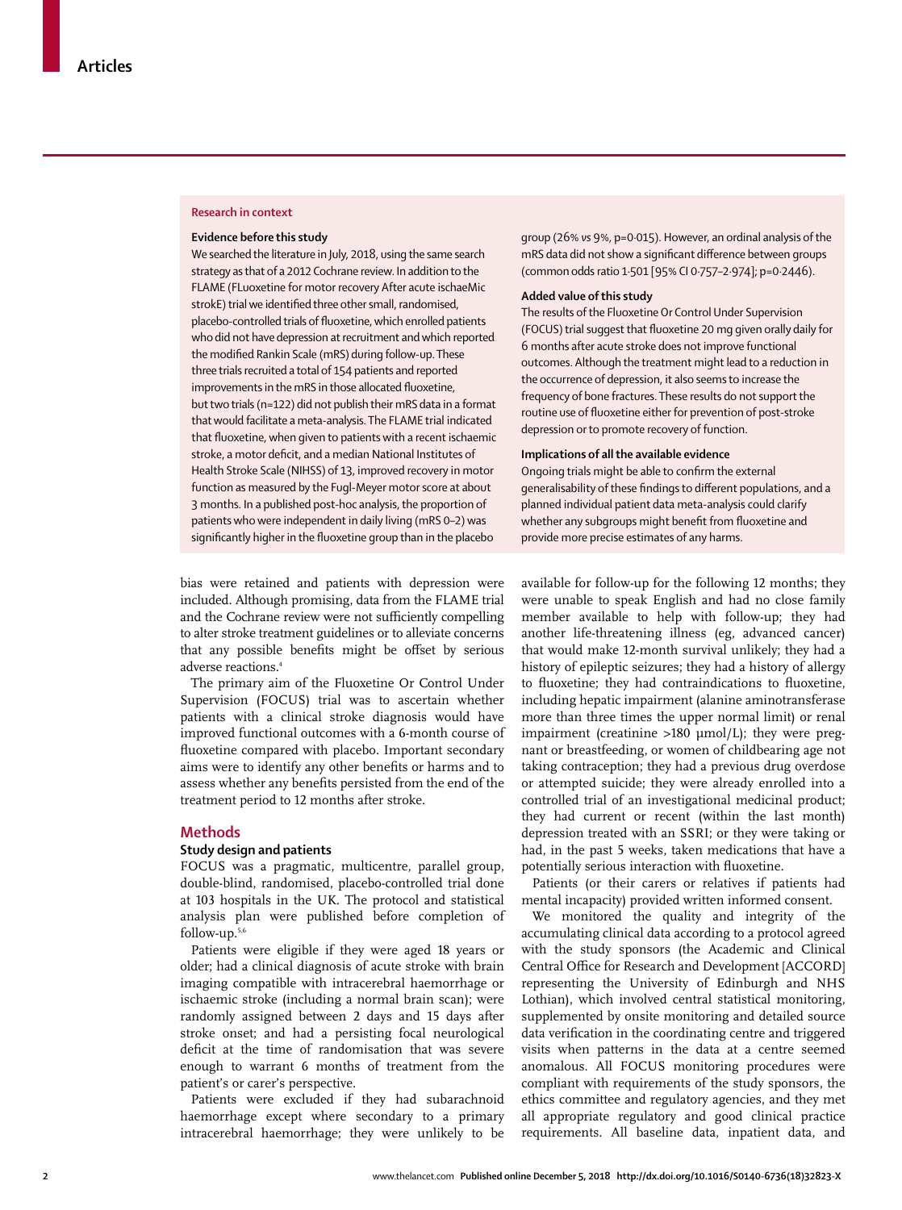## Research in context

**Evidence before this study**

We searched the literature in July, 2018, using the same search strategy as that of a 2012 Cochrane review. In addition to the FLAME (FLuoxetine for motor recovery After acute ischaeMic strokE) trial we identified three other small, randomised, placebo-controlled trials of fluoxetine, which enrolled patients who did not have depression at recruitment and which reported the modified Rankin Scale (mRS) during follow-up. These three trials recruited a total of 154 patients and reported improvements in the mRS in those allocated fluoxetine, but two trials (n=122) did not publish their mRS data in a format that would facilitate a meta-analysis. The FLAME trial indicated that fluoxetine, when given to patients with a recent ischaemic stroke, a motor deficit, and a median National Institutes of Health Stroke Scale (NIHSS) of 13, improved recovery in motor function as measured by the Fugl-Meyer motor score at about 3 months. In a published post-hoc analysis, the proportion of patients who were independent in daily living (mRS 0–2) was significantly higher in the fluoxetine group than in the placebo group (26% *vs* 9%, p=0·015). However, an ordinal analysis of the mRS data did not show a significant difference between groups (common odds ratio 1·501 [95% CI 0·757–2·974]; p=0·2446).

**Added value of this study**

The results of the Fluoxetine Or Control Under Supervision (FOCUS) trial suggest that fluoxetine 20 mg given orally daily for 6 months after acute stroke does not improve functional outcomes. Although the treatment might lead to a reduction in the occurrence of depression, it also seems to increase the frequency of bone fractures. These results do not support the routine use of fluoxetine either for prevention of post-stroke depression or to promote recovery of function.

**Implications of all the available evidence**

Ongoing trials might be able to confirm the external generalisability of these findings to different populations, and a planned individual patient data meta-analysis could clarify whether any subgroups might benefit from fluoxetine and provide more precise estimates of any harms.

bias were retained and patients with depression were included. Although promising, data from the FLAME trial and the Cochrane review were not sufficiently compelling to alter stroke treatment guidelines or to alleviate concerns that any possible benefits might be offset by serious adverse reactions.[4]

The primary aim of the Fluoxetine Or Control Under Supervision (FOCUS) trial was to ascertain whether patients with a clinical stroke diagnosis would have improved functional outcomes with a 6-month course of fluoxetine compared with placebo. Important secondary aims were to identify any other benefits or harms and to assess whether any benefits persisted from the end of the treatment period to 12 months after stroke.

## Methods

### Study design and patients

FOCUS was a pragmatic, multicentre, parallel group, double-blind, randomised, placebo-controlled trial done at 103 hospitals in the UK. The protocol and statistical analysis plan were published before completion of follow-up.[5,6]

Patients were eligible if they were aged 18 years or older; had a clinical diagnosis of acute stroke with brain imaging compatible with intracerebral haemorrhage or ischaemic stroke (including a normal brain scan); were randomly assigned between 2 days and 15 days after stroke onset; and had a persisting focal neurological deficit at the time of randomisation that was severe enough to warrant 6 months of treatment from the patient's or carer's perspective.

Patients were excluded if they had subarachnoid haemorrhage except where secondary to a primary intracerebral haemorrhage; they were unlikely to be available for follow-up for the following 12 months; they were unable to speak English and had no close family member available to help with follow-up; they had another life-threatening illness (eg, advanced cancer) that would make 12-month survival unlikely; they had a history of epileptic seizures; they had a history of allergy to fluoxetine; they had contraindications to fluoxetine, including hepatic impairment (alanine aminotransferase more than three times the upper normal limit) or renal impairment (creatinine >180 μmol/L); they were pregnant or breastfeeding, or women of childbearing age not taking contraception; they had a previous drug overdose or attempted suicide; they were already enrolled into a controlled trial of an investigational medicinal product; they had current or recent (within the last month) depression treated with an SSRI; or they were taking or had, in the past 5 weeks, taken medications that have a potentially serious interaction with fluoxetine.

Patients (or their carers or relatives if patients had mental incapacity) provided written informed consent.

We monitored the quality and integrity of the accumulating clinical data according to a protocol agreed with the study sponsors (the Academic and Clinical Central Office for Research and Development [ACCORD] representing the University of Edinburgh and NHS Lothian), which involved central statistical monitoring, supplemented by onsite monitoring and detailed source data verification in the coordinating centre and triggered visits when patterns in the data at a centre seemed anomalous. All FOCUS monitoring procedures were compliant with requirements of the study sponsors, the ethics committee and regulatory agencies, and they met all appropriate regulatory and good clinical practice requirements. All baseline data, inpatient data, and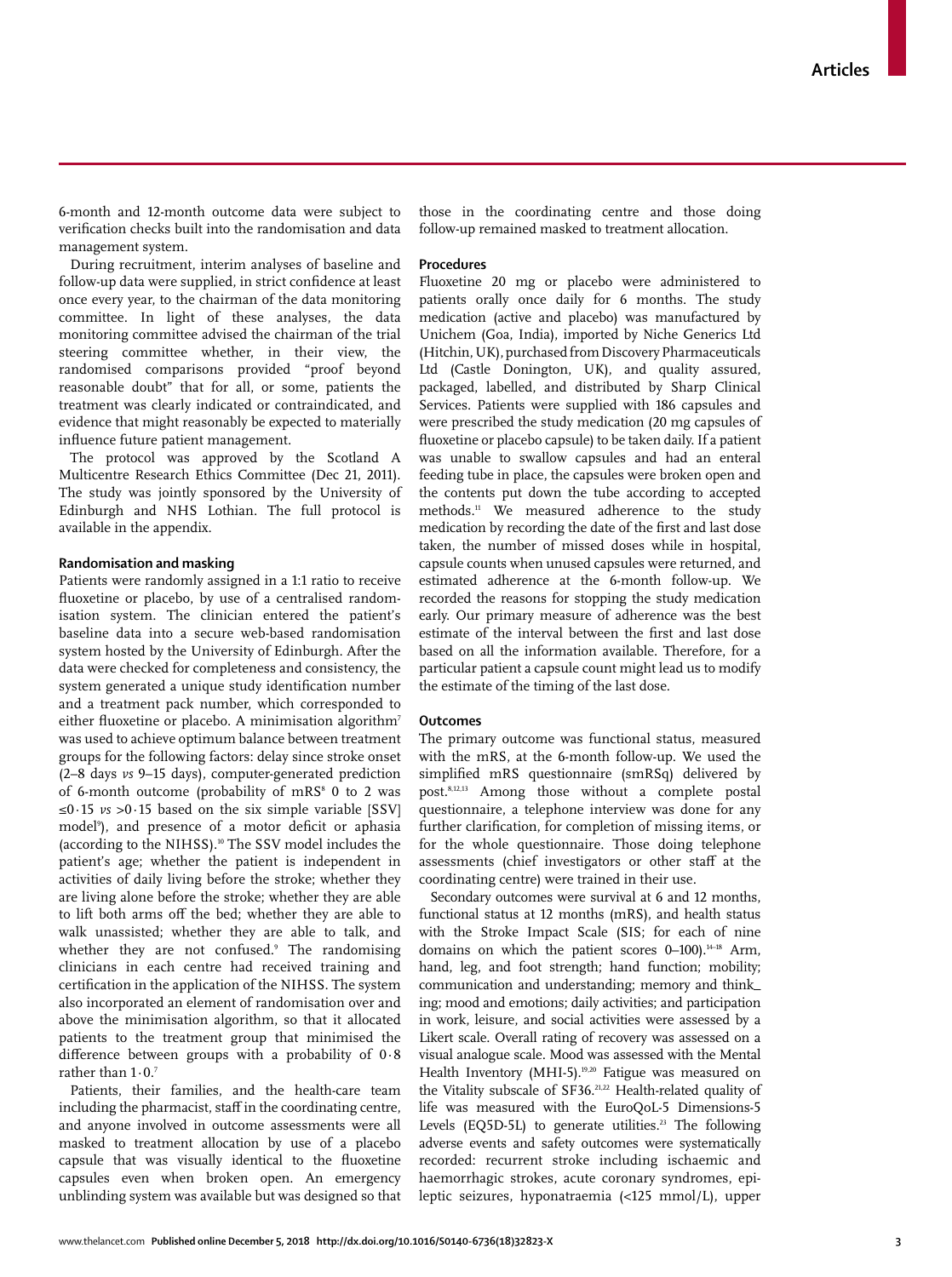6-month and 12-month outcome data were subject to verification checks built into the randomisation and data management system.

During recruitment, interim analyses of baseline and follow-up data were supplied, in strict confidence at least once every year, to the chairman of the data monitoring committee. In light of these analyses, the data monitoring committee advised the chairman of the trial steering committee whether, in their view, the randomised comparisons provided "proof beyond reasonable doubt" that for all, or some, patients the treatment was clearly indicated or contraindicated, and evidence that might reasonably be expected to materially influence future patient management.

The protocol was approved by the Scotland A Multicentre Research Ethics Committee (Dec 21, 2011). The study was jointly sponsored by the University of Edinburgh and NHS Lothian. The full protocol is available in the appendix.

### Randomisation and masking

Patients were randomly assigned in a 1:1 ratio to receive fluoxetine or placebo, by use of a centralised randomisation system. The clinician entered the patient's baseline data into a secure web-based randomisation system hosted by the University of Edinburgh. After the data were checked for completeness and consistency, the system generated a unique study identification number and a treatment pack number, which corresponded to either fluoxetine or placebo. A minimisation algorithm[7] was used to achieve optimum balance between treatment groups for the following factors: delay since stroke onset (2–8 days *vs* 9–15 days), computer-generated prediction of 6-month outcome (probability of mRS[8] 0 to 2 was ≤0·15 *vs* >0·15 based on the six simple variable [SSV] model[9]), and presence of a motor deficit or aphasia (according to the NIHSS).[10] The SSV model includes the patient's age; whether the patient is independent in activities of daily living before the stroke; whether they are living alone before the stroke; whether they are able to lift both arms off the bed; whether they are able to walk unassisted; whether they are able to talk, and whether they are not confused.[9] The randomising clinicians in each centre had received training and certification in the application of the NIHSS. The system also incorporated an element of randomisation over and above the minimisation algorithm, so that it allocated patients to the treatment group that minimised the difference between groups with a probability of 0·8 rather than 1·0.[7]

Patients, their families, and the health-care team including the pharmacist, staff in the coordinating centre, and anyone involved in outcome assessments were all masked to treatment allocation by use of a placebo capsule that was visually identical to the fluoxetine capsules even when broken open. An emergency unblinding system was available but was designed so that those in the coordinating centre and those doing follow-up remained masked to treatment allocation.

### Procedures

Fluoxetine 20 mg or placebo were administered to patients orally once daily for 6 months. The study medication (active and placebo) was manufactured by Unichem (Goa, India), imported by Niche Generics Ltd (Hitchin, UK), purchased from Discovery Pharmaceuticals Ltd (Castle Donington, UK), and quality assured, packaged, labelled, and distributed by Sharp Clinical Services. Patients were supplied with 186 capsules and were prescribed the study medication (20 mg capsules of fluoxetine or placebo capsule) to be taken daily. If a patient was unable to swallow capsules and had an enteral feeding tube in place, the capsules were broken open and the contents put down the tube according to accepted methods.[11] We measured adherence to the study medication by recording the date of the first and last dose taken, the number of missed doses while in hospital, capsule counts when unused capsules were returned, and estimated adherence at the 6-month follow-up. We recorded the reasons for stopping the study medication early. Our primary measure of adherence was the best estimate of the interval between the first and last dose based on all the information available. Therefore, for a particular patient a capsule count might lead us to modify the estimate of the timing of the last dose.

### Outcomes

The primary outcome was functional status, measured with the mRS, at the 6-month follow-up. We used the simplified mRS questionnaire (smRSq) delivered by post.[8,12,13] Among those without a complete postal questionnaire, a telephone interview was done for any further clarification, for completion of missing items, or for the whole questionnaire. Those doing telephone assessments (chief investigators or other staff at the coordinating centre) were trained in their use.

Secondary outcomes were survival at 6 and 12 months, functional status at 12 months (mRS), and health status with the Stroke Impact Scale (SIS; for each of nine domains on which the patient scores 0–100).[14–18] Arm, hand, leg, and foot strength; hand function; mobility; communication and understanding; memory and thinking; mood and emotions; daily activities; and participation in work, leisure, and social activities were assessed by a Likert scale. Overall rating of recovery was assessed on a visual analogue scale. Mood was assessed with the Mental Health Inventory (MHI-5).[19,20] Fatigue was measured on the Vitality subscale of SF36.[21,22] Health-related quality of life was measured with the EuroQoL-5 Dimensions-5 Levels (EQ5D-5L) to generate utilities.[23] The following adverse events and safety outcomes were systematically recorded: recurrent stroke including ischaemic and haemorrhagic strokes, acute coronary syndromes, epileptic seizures, hyponatraemia (<125 mmol/L), upper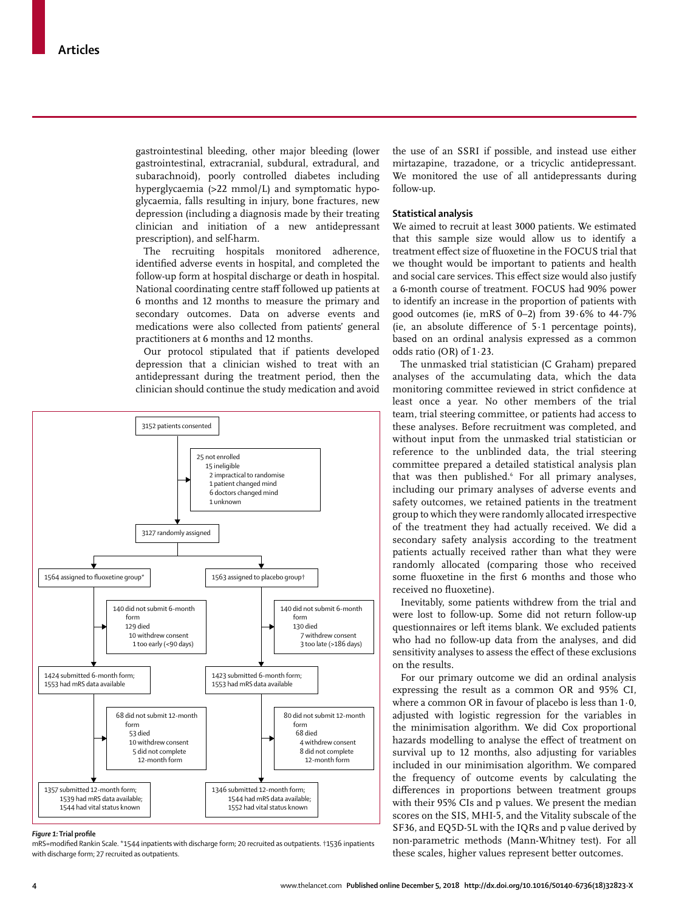gastrointestinal bleeding, other major bleeding (lower gastrointestinal, extracranial, subdural, extradural, and subarachnoid), poorly controlled diabetes including hyperglycaemia (>22 mmol/L) and symptomatic hypoglycaemia, falls resulting in injury, bone fractures, new depression (including a diagnosis made by their treating clinician and initiation of a new antidepressant prescription), and self-harm.

The recruiting hospitals monitored adherence, identified adverse events in hospital, and completed the follow-up form at hospital discharge or death in hospital. National coordinating centre staff followed up patients at 6 months and 12 months to measure the primary and secondary outcomes. Data on adverse events and medications were also collected from patients' general practitioners at 6 months and 12 months.

Our protocol stipulated that if patients developed depression that a clinician wished to treat with an antidepressant during the treatment period, then the clinician should continue the study medication and avoid the use of an SSRI if possible, and instead use either mirtazapine, trazadone, or a tricyclic antidepressant. We monitored the use of all antidepressants during follow-up.

3152 patients consented

25 not enrolled
- 15 ineligible
- 2 impractical to randomise
- 1 patient changed mind
- 6 doctors changed mind
- 1 unknown

3127 randomly assigned

| Fluoxetine | Placebo |
|---|---|
| 1564 assigned to fluoxetine group* | 1563 assigned to placebo group† |
| 140 did not submit 6-month form: 129 died; 10 withdrew consent; 1 too early (<90 days) | 140 did not submit 6-month form: 130 died; 7 withdrew consent; 3 too late (>186 days) |
| 1424 submitted 6-month form; 1553 had mRS data available | 1423 submitted 6-month form; 1553 had mRS data available |
| 68 did not submit 12-month form: 53 died; 10 withdrew consent; 5 did not complete 12-month form | 80 did not submit 12-month form: 68 died; 4 withdrew consent; 8 did not complete 12-month form |
| 1357 submitted 12-month form; 1539 had mRS data available; 1544 had vital status known | 1346 submitted 12-month form; 1544 had mRS data available; 1552 had vital status known |

***Figure 1:* Trial profile**

mRS=modified Rankin Scale. *1544 inpatients with discharge form; 20 recruited as outpatients. †1536 inpatients with discharge form; 27 recruited as outpatients.

## Statistical analysis

We aimed to recruit at least 3000 patients. We estimated that this sample size would allow us to identify a treatment effect size of fluoxetine in the FOCUS trial that we thought would be important to patients and health and social care services. This effect size would also justify a 6-month course of treatment. FOCUS had 90% power to identify an increase in the proportion of patients with good outcomes (ie, mRS of 0–2) from 39·6% to 44·7% (ie, an absolute difference of 5·1 percentage points), based on an ordinal analysis expressed as a common odds ratio (OR) of 1·23.

The unmasked trial statistician (C Graham) prepared analyses of the accumulating data, which the data monitoring committee reviewed in strict confidence at least once a year. No other members of the trial team, trial steering committee, or patients had access to these analyses. Before recruitment was completed, and without input from the unmasked trial statistician or reference to the unblinded data, the trial steering committee prepared a detailed statistical analysis plan that was then published.[6] For all primary analyses, including our primary analyses of adverse events and safety outcomes, we retained patients in the treatment group to which they were randomly allocated irrespective of the treatment they had actually received. We did a secondary safety analysis according to the treatment patients actually received rather than what they were randomly allocated (comparing those who received some fluoxetine in the first 6 months and those who received no fluoxetine).

Inevitably, some patients withdrew from the trial and were lost to follow-up. Some did not return follow-up questionnaires or left items blank. We excluded patients who had no follow-up data from the analyses, and did sensitivity analyses to assess the effect of these exclusions on the results.

For our primary outcome we did an ordinal analysis expressing the result as a common OR and 95% CI, where a common OR in favour of placebo is less than 1·0, adjusted with logistic regression for the variables in the minimisation algorithm. We did Cox proportional hazards modelling to analyse the effect of treatment on survival up to 12 months, also adjusting for variables included in our minimisation algorithm. We compared the frequency of outcome events by calculating the differences in proportions between treatment groups with their 95% CIs and p values. We present the median scores on the SIS, MHI-5, and the Vitality subscale of the SF36, and EQ5D-5L with the IQRs and p value derived by non-parametric methods (Mann-Whitney test). For all these scales, higher values represent better outcomes.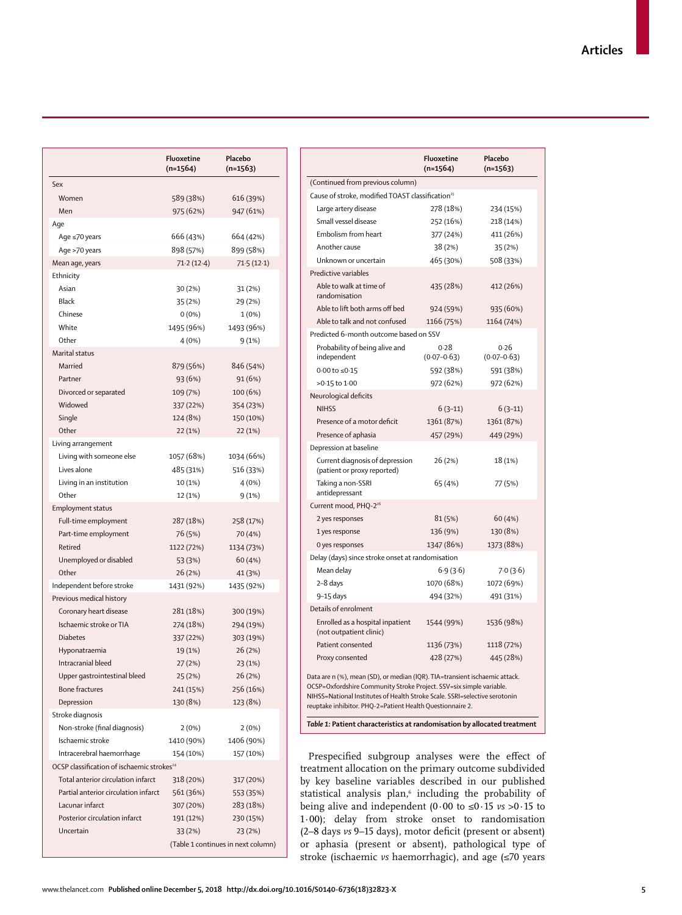| | Fluoxetine (n=1564) | Placebo (n=1563) |
|---|---|---|
| Sex | | |
| Women | 589 (38%) | 616 (39%) |
| Men | 975 (62%) | 947 (61%) |
| Age | | |
| Age ≤70 years | 666 (43%) | 664 (42%) |
| Age >70 years | 898 (57%) | 899 (58%) |
| Mean age, years | 71·2 (12·4) | 71·5 (12·1) |
| Ethnicity | | |
| Asian | 30 (2%) | 31 (2%) |
| Black | 35 (2%) | 29 (2%) |
| Chinese | 0 (0%) | 1 (0%) |
| White | 1495 (96%) | 1493 (96%) |
| Other | 4 (0%) | 9 (1%) |
| Marital status | | |
| Married | 879 (56%) | 846 (54%) |
| Partner | 93 (6%) | 91 (6%) |
| Divorced or separated | 109 (7%) | 100 (6%) |
| Widowed | 337 (22%) | 354 (23%) |
| Single | 124 (8%) | 150 (10%) |
| Other | 22 (1%) | 22 (1%) |
| Living arrangement | | |
| Living with someone else | 1057 (68%) | 1034 (66%) |
| Lives alone | 485 (31%) | 516 (33%) |
| Living in an institution | 10 (1%) | 4 (0%) |
| Other | 12 (1%) | 9 (1%) |
| Employment status | | |
| Full-time employment | 287 (18%) | 258 (17%) |
| Part-time employment | 76 (5%) | 70 (4%) |
| Retired | 1122 (72%) | 1134 (73%) |
| Unemployed or disabled | 53 (3%) | 60 (4%) |
| Other | 26 (2%) | 41 (3%) |
| Independent before stroke | 1431 (92%) | 1435 (92%) |
| Previous medical history | | |
| Coronary heart disease | 281 (18%) | 300 (19%) |
| Ischaemic stroke or TIA | 274 (18%) | 294 (19%) |
| Diabetes | 337 (22%) | 303 (19%) |
| Hyponatraemia | 19 (1%) | 26 (2%) |
| Intracranial bleed | 27 (2%) | 23 (1%) |
| Upper gastrointestinal bleed | 25 (2%) | 26 (2%) |
| Bone fractures | 241 (15%) | 256 (16%) |
| Depression | 130 (8%) | 123 (8%) |
| Stroke diagnosis | | |
| Non-stroke (final diagnosis) | 2 (0%) | 2 (0%) |
| Ischaemic stroke | 1410 (90%) | 1406 (90%) |
| Intracerebral haemorrhage | 154 (10%) | 157 (10%) |
| OCSP classification of ischaemic strokes[24] | | |
| Total anterior circulation infarct | 318 (20%) | 317 (20%) |
| Partial anterior circulation infarct | 561 (36%) | 553 (35%) |
| Lacunar infarct | 307 (20%) | 283 (18%) |
| Posterior circulation infarct | 191 (12%) | 230 (15%) |
| Uncertain | 33 (2%) | 23 (2%) |
| Cause of stroke, modified TOAST classification[25] | | |
| Large artery disease | 278 (18%) | 234 (15%) |
| Small vessel disease | 252 (16%) | 218 (14%) |
| Embolism from heart | 377 (24%) | 411 (26%) |
| Another cause | 38 (2%) | 35 (2%) |
| Unknown or uncertain | 465 (30%) | 508 (33%) |
| Predictive variables | | |
| Able to walk at time of randomisation | 435 (28%) | 412 (26%) |
| Able to lift both arms off bed | 924 (59%) | 935 (60%) |
| Able to talk and not confused | 1166 (75%) | 1164 (74%) |
| Predicted 6-month outcome based on SSV | | |
| Probability of being alive and independent | 0·28 (0·07–0·63) | 0·26 (0·07–0·63) |
| 0·00 to ≤0·15 | 592 (38%) | 591 (38%) |
| >0·15 to 1·00 | 972 (62%) | 972 (62%) |
| Neurological deficits | | |
| NIHSS | 6 (3–11) | 6 (3–11) |
| Presence of a motor deficit | 1361 (87%) | 1361 (87%) |
| Presence of aphasia | 457 (29%) | 449 (29%) |
| Depression at baseline | | |
| Current diagnosis of depression (patient or proxy reported) | 26 (2%) | 18 (1%) |
| Taking a non-SSRI antidepressant | 65 (4%) | 77 (5%) |
| Current mood, PHQ-2[26] | | |
| 2 yes responses | 81 (5%) | 60 (4%) |
| 1 yes response | 136 (9%) | 130 (8%) |
| 0 yes responses | 1347 (86%) | 1373 (88%) |
| Delay (days) since stroke onset at randomisation | | |
| Mean delay | 6·9 (3·6) | 7·0 (3·6) |
| 2–8 days | 1070 (68%) | 1072 (69%) |
| 9–15 days | 494 (32%) | 491 (31%) |
| Details of enrolment | | |
| Enrolled as a hospital inpatient (not outpatient clinic) | 1544 (99%) | 1536 (98%) |
| Patient consented | 1136 (73%) | 1118 (72%) |
| Proxy consented | 428 (27%) | 445 (28%) |

Data are n (%), mean (SD), or median (IQR). TIA=transient ischaemic attack. OCSP=Oxfordshire Community Stroke Project. SSV=six simple variable. NIHSS=National Institutes of Health Stroke Scale. SSRI=selective serotonin reuptake inhibitor. PHQ-2=Patient Health Questionnaire 2.

***Table 1:* Patient characteristics at randomisation by allocated treatment**

Prespecified subgroup analyses were the effect of treatment allocation on the primary outcome subdivided by key baseline variables described in our published statistical analysis plan,[6] including the probability of being alive and independent (0·00 to ≤0·15 *vs* >0·15 to 1·00); delay from stroke onset to randomisation (2–8 days *vs* 9–15 days), motor deficit (present or absent) or aphasia (present or absent), pathological type of stroke (ischaemic *vs* haemorrhagic), and age (≤70 years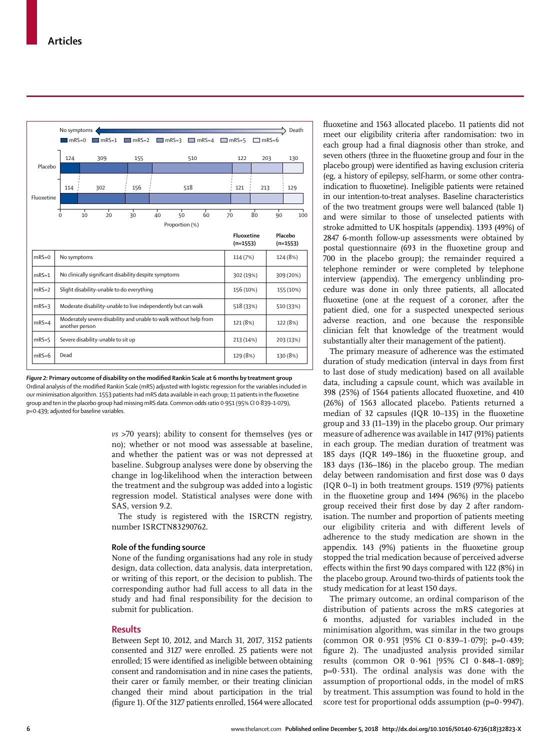| | | Fluoxetine (n=1553) | Placebo (n=1553) |
|---|---|---|---|
| mRS=0 | No symptoms | 114 (7%) | 124 (8%) |
| mRS=1 | No clinically significant disability despite symptoms | 302 (19%) | 309 (20%) |
| mRS=2 | Slight disability-unable to do everything | 156 (10%) | 155 (10%) |
| mRS=3 | Moderate disability-unable to live independently but can walk | 518 (33%) | 510 (33%) |
| mRS=4 | Moderately severe disability and unable to walk without help from another person | 121 (8%) | 122 (8%) |
| mRS=5 | Severe disability-unable to sit up | 213 (14%) | 203 (13%) |
| mRS=6 | Dead | 129 (8%) | 130 (8%) |

**Figure 2: Primary outcome of disability on the modified Rankin Scale at 6 months by treatment group**
Ordinal analysis of the modified Rankin Scale (mRS) adjusted with logistic regression for the variables included in our minimisation algorithm. 1553 patients had mRS data available in each group; 11 patients in the fluoxetine group and ten in the placebo group had missing mRS data. Common odds ratio 0·951 (95% CI 0·839–1·079), p=0·439; adjusted for baseline variables.

*vs* >70 years); ability to consent for themselves (yes or no); whether or not mood was assessable at baseline, and whether the patient was or was not depressed at baseline. Subgroup analyses were done by observing the change in log-likelihood when the interaction between the treatment and the subgroup was added into a logistic regression model. Statistical analyses were done with SAS, version 9.2.

The study is registered with the ISRCTN registry, number ISRCTN83290762.

### Role of the funding source

None of the funding organisations had any role in study design, data collection, data analysis, data interpretation, or writing of this report, or the decision to publish. The corresponding author had full access to all data in the study and had final responsibility for the decision to submit for publication.

## Results

Between Sept 10, 2012, and March 31, 2017, 3152 patients consented and 3127 were enrolled. 25 patients were not enrolled; 15 were identified as ineligible between obtaining consent and randomisation and in nine cases the patients, their carer or family member, or their treating clinician changed their mind about participation in the trial (figure 1). Of the 3127 patients enrolled, 1564 were allocated fluoxetine and 1563 allocated placebo. 11 patients did not meet our eligibility criteria after randomisation: two in each group had a final diagnosis other than stroke, and seven others (three in the fluoxetine group and four in the placebo group) were identified as having exclusion criteria (eg, a history of epilepsy, self-harm, or some other contraindication to fluoxetine). Ineligible patients were retained in our intention-to-treat analyses. Baseline characteristics of the two treatment groups were well balanced (table 1) and were similar to those of unselected patients with stroke admitted to UK hospitals (appendix). 1393 (49%) of 2847 6-month follow-up assessments were obtained by postal questionnaire (693 in the fluoxetine group and 700 in the placebo group); the remainder required a telephone reminder or were completed by telephone interview (appendix). The emergency unblinding procedure was done in only three patients, all allocated fluoxetine (one at the request of a coroner, after the patient died, one for a suspected unexpected serious adverse reaction, and one because the responsible clinician felt that knowledge of the treatment would substantially alter their management of the patient).

The primary measure of adherence was the estimated duration of study medication (interval in days from first to last dose of study medication) based on all available data, including a capsule count, which was available in 398 (25%) of 1564 patients allocated fluoxetine, and 410 (26%) of 1563 allocated placebo. Patients returned a median of 32 capsules (IQR 10–135) in the fluoxetine group and 33 (11–139) in the placebo group. Our primary measure of adherence was available in 1417 (91%) patients in each group. The median duration of treatment was 185 days (IQR 149–186) in the fluoxetine group, and 183 days (136–186) in the placebo group. The median delay between randomisation and first dose was 0 days (IQR 0–1) in both treatment groups. 1519 (97%) patients in the fluoxetine group and 1494 (96%) in the placebo group received their first dose by day 2 after randomisation. The number and proportion of patients meeting our eligibility criteria and with different levels of adherence to the study medication are shown in the appendix. 143 (9%) patients in the fluoxetine group stopped the trial medication because of perceived adverse effects within the first 90 days compared with 122 (8%) in the placebo group. Around two-thirds of patients took the study medication for at least 150 days.

The primary outcome, an ordinal comparison of the distribution of patients across the mRS categories at 6 months, adjusted for variables included in the minimisation algorithm, was similar in the two groups (common OR 0·951 [95% CI 0·839–1·079]; p=0·439; figure 2). The unadjusted analysis provided similar results (common OR 0·961 [95% CI 0·848–1·089]; p=0·531). The ordinal analysis was done with the assumption of proportional odds, in the model of mRS by treatment. This assumption was found to hold in the score test for proportional odds assumption (p=0·9947).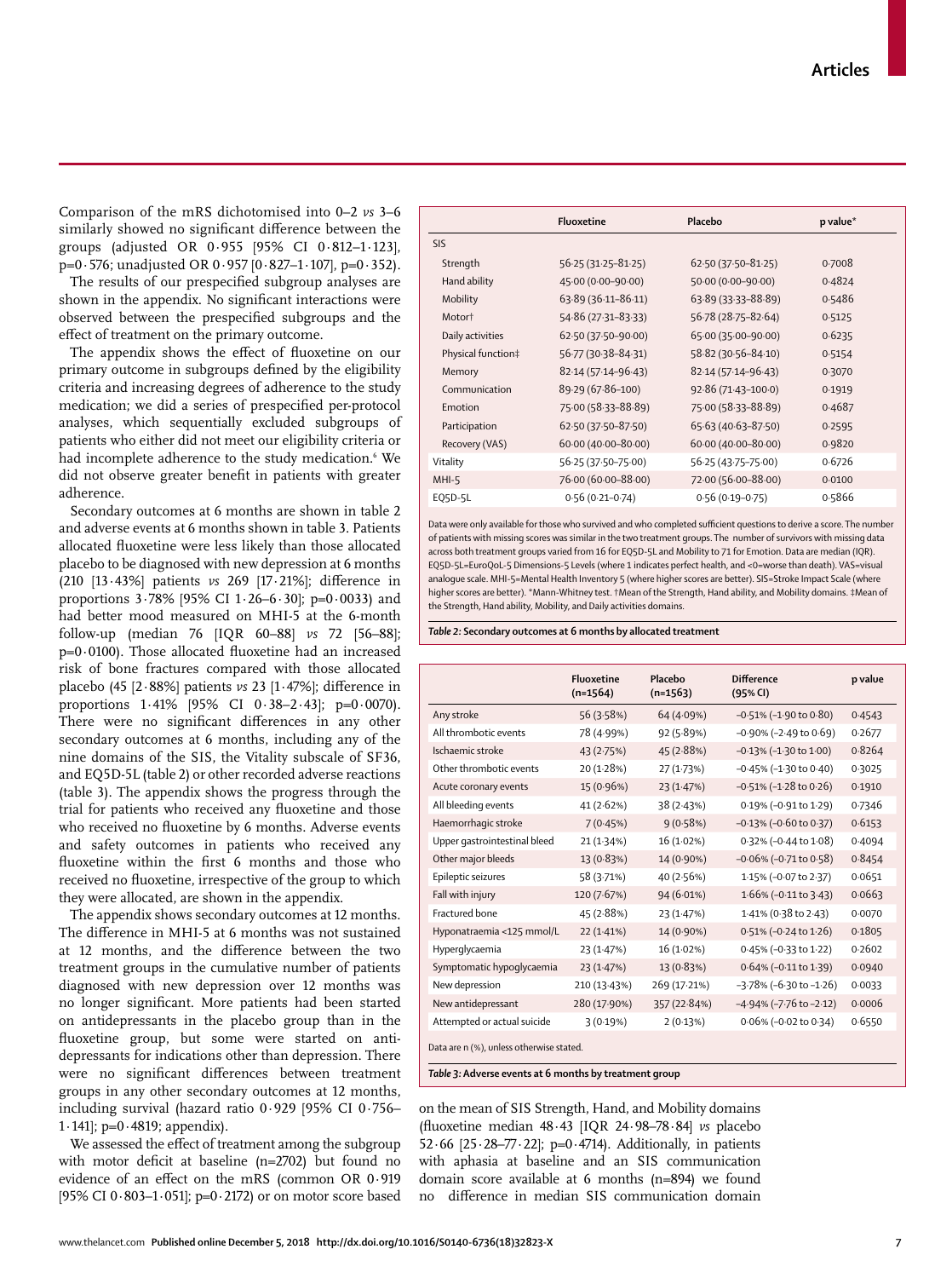Comparison of the mRS dichotomised into 0–2 *vs* 3–6 similarly showed no significant difference between the groups (adjusted OR 0·955 [95% CI 0·812–1·123], p=0·576; unadjusted OR 0·957 [0·827–1·107], p=0·352).

The results of our prespecified subgroup analyses are shown in the appendix. No significant interactions were observed between the prespecified subgroups and the effect of treatment on the primary outcome.

The appendix shows the effect of fluoxetine on our primary outcome in subgroups defined by the eligibility criteria and increasing degrees of adherence to the study medication; we did a series of prespecified per-protocol analyses, which sequentially excluded subgroups of patients who either did not meet our eligibility criteria or had incomplete adherence to the study medication.[6] We did not observe greater benefit in patients with greater adherence.

Secondary outcomes at 6 months are shown in table 2 and adverse events at 6 months shown in table 3. Patients allocated fluoxetine were less likely than those allocated placebo to be diagnosed with new depression at 6 months (210 [13·43%] patients *vs* 269 [17·21%]; difference in proportions 3·78% [95% CI 1·26–6·30]; p=0·0033) and had better mood measured on MHI-5 at the 6-month follow-up (median 76 [IQR 60–88] *vs* 72 [56–88]; p=0·0100). Those allocated fluoxetine had an increased risk of bone fractures compared with those allocated placebo (45 [2·88%] patients *vs* 23 [1·47%]; difference in proportions 1·41% [95% CI 0·38–2·43]; p=0·0070). There were no significant differences in any other secondary outcomes at 6 months, including any of the nine domains of the SIS, the Vitality subscale of SF36, and EQ5D-5L (table 2) or other recorded adverse reactions (table 3). The appendix shows the progress through the trial for patients who received any fluoxetine and those who received no fluoxetine by 6 months. Adverse events and safety outcomes in patients who received any fluoxetine within the first 6 months and those who received no fluoxetine, irrespective of the group to which they were allocated, are shown in the appendix.

The appendix shows secondary outcomes at 12 months. The difference in MHI-5 at 6 months was not sustained at 12 months, and the difference between the two treatment groups in the cumulative number of patients diagnosed with new depression over 12 months was no longer significant. More patients had been started on antidepressants in the placebo group than in the fluoxetine group, but some were started on antidepressants for indications other than depression. There were no significant differences between treatment groups in any other secondary outcomes at 12 months, including survival (hazard ratio 0·929 [95% CI 0·756–1·141]; p=0·4819; appendix).

We assessed the effect of treatment among the subgroup with motor deficit at baseline (n=2702) but found no evidence of an effect on the mRS (common OR 0·919 [95% CI 0·803–1·051]; p=0·2172) or on motor score based on the mean of SIS Strength, Hand, and Mobility domains (fluoxetine median 48·43 [IQR 24·98–78·84] *vs* placebo 52·66 [25·28–77·22]; p=0·4714). Additionally, in patients with aphasia at baseline and an SIS communication domain score available at 6 months (n=894) we found no difference in median SIS communication domain

| | Fluoxetine | Placebo | p value* |
|---|---|---|---|
| SIS | | | |
| Strength | 56·25 (31·25–81·25) | 62·50 (37·50–81·25) | 0·7008 |
| Hand ability | 45·00 (0·00–90·00) | 50·00 (0·00–90·00) | 0·4824 |
| Mobility | 63·89 (36·11–86·11) | 63·89 (33·33–88·89) | 0·5486 |
| Motor† | 54·86 (27·31–83·33) | 56·78 (28·75–82·64) | 0·5125 |
| Daily activities | 62·50 (37·50–90·00) | 65·00 (35·00–90·00) | 0·6235 |
| Physical function‡ | 56·77 (30·38–84·31) | 58·82 (30·56–84·10) | 0·5154 |
| Memory | 82·14 (57·14–96·43) | 82·14 (57·14–96·43) | 0·3070 |
| Communication | 89·29 (67·86–100) | 92·86 (71·43–100·0) | 0·1919 |
| Emotion | 75·00 (58·33–88·89) | 75·00 (58·33–88·89) | 0·4687 |
| Participation | 62·50 (37·50–87·50) | 65·63 (40·63–87·50) | 0·2595 |
| Recovery (VAS) | 60·00 (40·00–80·00) | 60·00 (40·00–80·00) | 0·9820 |
| Vitality | 56·25 (37·50–75·00) | 56·25 (43·75–75·00) | 0·6726 |
| MHI-5 | 76·00 (60·00–88·00) | 72·00 (56·00–88·00) | 0·0100 |
| EQ5D-5L | 0·56 (0·21–0·74) | 0·56 (0·19–0·75) | 0·5866 |

Data were only available for those who survived and who completed sufficient questions to derive a score. The number of patients with missing scores was similar in the two treatment groups. The number of survivors with missing data across both treatment groups varied from 16 for EQ5D-5L and Mobility to 71 for Emotion. Data are median (IQR). EQ5D-5L=EuroQoL-5 Dimensions-5 Levels (where 1 indicates perfect health, and <0=worse than death). VAS=visual analogue scale. MHI-5=Mental Health Inventory 5 (where higher scores are better). SIS=Stroke Impact Scale (where higher scores are better). *Mann-Whitney test. †Mean of the Strength, Hand ability, and Mobility domains. ‡Mean of the Strength, Hand ability, Mobility, and Daily activities domains.

***Table 2:*** **Secondary outcomes at 6 months by allocated treatment**

| | Fluoxetine (n=1564) | Placebo (n=1563) | Difference (95% CI) | p value |
|---|---|---|---|---|
| Any stroke | 56 (3·58%) | 64 (4·09%) | −0·51% (−1·90 to 0·80) | 0·4543 |
| All thrombotic events | 78 (4·99%) | 92 (5·89%) | −0·90% (−2·49 to 0·69) | 0·2677 |
| Ischaemic stroke | 43 (2·75%) | 45 (2·88%) | −0·13% (−1·30 to 1·00) | 0·8264 |
| Other thrombotic events | 20 (1·28%) | 27 (1·73%) | −0·45% (−1·30 to 0·40) | 0·3025 |
| Acute coronary events | 15 (0·96%) | 23 (1·47%) | −0·51% (−1·28 to 0·26) | 0·1910 |
| All bleeding events | 41 (2·62%) | 38 (2·43%) | 0·19% (−0·91 to 1·29) | 0·7346 |
| Haemorrhagic stroke | 7 (0·45%) | 9 (0·58%) | −0·13% (−0·60 to 0·37) | 0·6153 |
| Upper gastrointestinal bleed | 21 (1·34%) | 16 (1·02%) | 0·32% (−0·44 to 1·08) | 0·4094 |
| Other major bleeds | 13 (0·83%) | 14 (0·90%) | −0·06% (−0·71 to 0·58) | 0·8454 |
| Epileptic seizures | 58 (3·71%) | 40 (2·56%) | 1·15% (−0·07 to 2·37) | 0·0651 |
| Fall with injury | 120 (7·67%) | 94 (6·01%) | 1·66% (−0·11 to 3·43) | 0·0663 |
| Fractured bone | 45 (2·88%) | 23 (1·47%) | 1·41% (0·38 to 2·43) | 0·0070 |
| Hyponatraemia <125 mmol/L | 22 (1·41%) | 14 (0·90%) | 0·51% (−0·24 to 1·26) | 0·1805 |
| Hyperglycaemia | 23 (1·47%) | 16 (1·02%) | 0·45% (−0·33 to 1·22) | 0·2602 |
| Symptomatic hypoglycaemia | 23 (1·47%) | 13 (0·83%) | 0·64% (−0·11 to 1·39) | 0·0940 |
| New depression | 210 (13·43%) | 269 (17·21%) | −3·78% (−6·30 to −1·26) | 0·0033 |
| New antidepressant | 280 (17·90%) | 357 (22·84%) | −4·94% (−7·76 to −2·12) | 0·0006 |
| Attempted or actual suicide | 3 (0·19%) | 2 (0·13%) | 0·06% (−0·02 to 0·34) | 0·6550 |

Data are n (%), unless otherwise stated.

***Table 3:*** **Adverse events at 6 months by treatment group**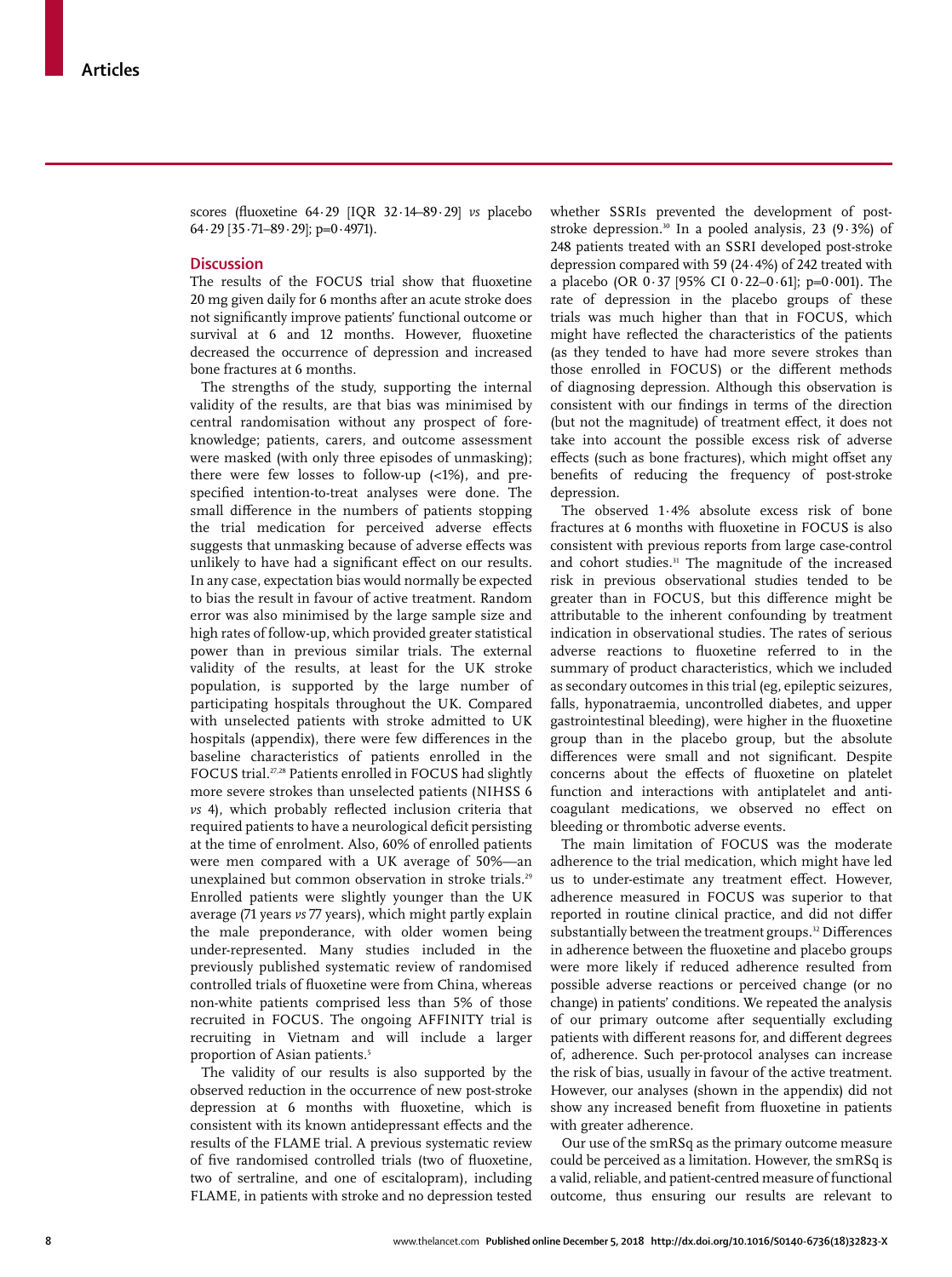scores (fluoxetine 64·29 [IQR 32·14–89·29] *vs* placebo 64·29 [35·71–89·29]; p=0·4971).

## Discussion

The results of the FOCUS trial show that fluoxetine 20 mg given daily for 6 months after an acute stroke does not significantly improve patients' functional outcome or survival at 6 and 12 months. However, fluoxetine decreased the occurrence of depression and increased bone fractures at 6 months.

The strengths of the study, supporting the internal validity of the results, are that bias was minimised by central randomisation without any prospect of foreknowledge; patients, carers, and outcome assessment were masked (with only three episodes of unmasking); there were few losses to follow-up (<1%), and prespecified intention-to-treat analyses were done. The small difference in the numbers of patients stopping the trial medication for perceived adverse effects suggests that unmasking because of adverse effects was unlikely to have had a significant effect on our results. In any case, expectation bias would normally be expected to bias the result in favour of active treatment. Random error was also minimised by the large sample size and high rates of follow-up, which provided greater statistical power than in previous similar trials. The external validity of the results, at least for the UK stroke population, is supported by the large number of participating hospitals throughout the UK. Compared with unselected patients with stroke admitted to UK hospitals (appendix), there were few differences in the baseline characteristics of patients enrolled in the FOCUS trial.[27,28] Patients enrolled in FOCUS had slightly more severe strokes than unselected patients (NIHSS 6 *vs* 4), which probably reflected inclusion criteria that required patients to have a neurological deficit persisting at the time of enrolment. Also, 60% of enrolled patients were men compared with a UK average of 50%—an unexplained but common observation in stroke trials.[29] Enrolled patients were slightly younger than the UK average (71 years *vs* 77 years), which might partly explain the male preponderance, with older women being under-represented. Many studies included in the previously published systematic review of randomised controlled trials of fluoxetine were from China, whereas non-white patients comprised less than 5% of those recruited in FOCUS. The ongoing AFFINITY trial is recruiting in Vietnam and will include a larger proportion of Asian patients.[5]

The validity of our results is also supported by the observed reduction in the occurrence of new post-stroke depression at 6 months with fluoxetine, which is consistent with its known antidepressant effects and the results of the FLAME trial. A previous systematic review of five randomised controlled trials (two of fluoxetine, two of sertraline, and one of escitalopram), including FLAME, in patients with stroke and no depression tested whether SSRIs prevented the development of post-stroke depression.[30] In a pooled analysis, 23 (9·3%) of 248 patients treated with an SSRI developed post-stroke depression compared with 59 (24·4%) of 242 treated with a placebo (OR 0·37 [95% CI 0·22–0·61]; p=0·001). The rate of depression in the placebo groups of these trials was much higher than that in FOCUS, which might have reflected the characteristics of the patients (as they tended to have had more severe strokes than those enrolled in FOCUS) or the different methods of diagnosing depression. Although this observation is consistent with our findings in terms of the direction (but not the magnitude) of treatment effect, it does not take into account the possible excess risk of adverse effects (such as bone fractures), which might offset any benefits of reducing the frequency of post-stroke depression.

The observed 1·4% absolute excess risk of bone fractures at 6 months with fluoxetine in FOCUS is also consistent with previous reports from large case-control and cohort studies.[31] The magnitude of the increased risk in previous observational studies tended to be greater than in FOCUS, but this difference might be attributable to the inherent confounding by treatment indication in observational studies. The rates of serious adverse reactions to fluoxetine referred to in the summary of product characteristics, which we included as secondary outcomes in this trial (eg, epileptic seizures, falls, hyponatraemia, uncontrolled diabetes, and upper gastrointestinal bleeding), were higher in the fluoxetine group than in the placebo group, but the absolute differences were small and not significant. Despite concerns about the effects of fluoxetine on platelet function and interactions with antiplatelet and anticoagulant medications, we observed no effect on bleeding or thrombotic adverse events.

The main limitation of FOCUS was the moderate adherence to the trial medication, which might have led us to under-estimate any treatment effect. However, adherence measured in FOCUS was superior to that reported in routine clinical practice, and did not differ substantially between the treatment groups.[32] Differences in adherence between the fluoxetine and placebo groups were more likely if reduced adherence resulted from possible adverse reactions or perceived change (or no change) in patients' conditions. We repeated the analysis of our primary outcome after sequentially excluding patients with different reasons for, and different degrees of, adherence. Such per-protocol analyses can increase the risk of bias, usually in favour of the active treatment. However, our analyses (shown in the appendix) did not show any increased benefit from fluoxetine in patients with greater adherence.

Our use of the smRSq as the primary outcome measure could be perceived as a limitation. However, the smRSq is a valid, reliable, and patient-centred measure of functional outcome, thus ensuring our results are relevant to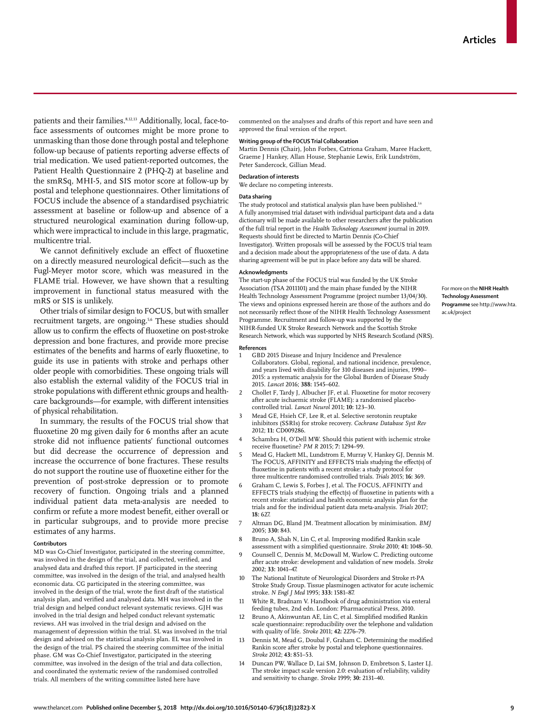patients and their families.[8,12,13] Additionally, local, face-to-face assessments of outcomes might be more prone to unmasking than those done through postal and telephone follow-up because of patients reporting adverse effects of trial medication. We used patient-reported outcomes, the Patient Health Questionnaire 2 (PHQ-2) at baseline and the smRSq, MHI-5, and SIS motor score at follow-up by postal and telephone questionnaires. Other limitations of FOCUS include the absence of a standardised psychiatric assessment at baseline or follow-up and absence of a structured neurological examination during follow-up, which were impractical to include in this large, pragmatic, multicentre trial.

We cannot definitively exclude an effect of fluoxetine on a directly measured neurological deficit—such as the Fugl-Meyer motor score, which was measured in the FLAME trial. However, we have shown that a resulting improvement in functional status measured with the mRS or SIS is unlikely.

Other trials of similar design to FOCUS, but with smaller recruitment targets, are ongoing.[5,6] These studies should allow us to confirm the effects of fluoxetine on post-stroke depression and bone fractures, and provide more precise estimates of the benefits and harms of early fluoxetine, to guide its use in patients with stroke and perhaps other older people with comorbidities. These ongoing trials will also establish the external validity of the FOCUS trial in stroke populations with different ethnic groups and health-care backgrounds—for example, with different intensities of physical rehabilitation.

In summary, the results of the FOCUS trial show that fluoxetine 20 mg given daily for 6 months after an acute stroke did not influence patients' functional outcomes but did decrease the occurrence of depression and increase the occurrence of bone fractures. These results do not support the routine use of fluoxetine either for the prevention of post-stroke depression or to promote recovery of function. Ongoing trials and a planned individual patient data meta-analysis are needed to confirm or refute a more modest benefit, either overall or in particular subgroups, and to provide more precise estimates of any harms.

#### Contributors

MD was Co-Chief Investigator, participated in the steering committee, was involved in the design of the trial, and collected, verified, and analysed data and drafted this report. JF participated in the steering committee, was involved in the design of the trial, and analysed health economic data. CG participated in the steering committee, was involved in the design of the trial, wrote the first draft of the statistical analysis plan, and verified and analysed data. MH was involved in the trial design and helped conduct relevant systematic reviews. GJH was involved in the trial design and helped conduct relevant systematic reviews. AH was involved in the trial design and advised on the management of depression within the trial. SL was involved in the trial design and advised on the statistical analysis plan. EL was involved in the design of the trial. PS chaired the steering committee of the initial phase. GM was Co-Chief Investigator, participated in the steering committee, was involved in the design of the trial and data collection, and coordinated the systematic review of the randomised controlled trials. All members of the writing committee listed here have commented on the analyses and drafts of this report and have seen and approved the final version of the report.

#### Writing group of the FOCUS Trial Collaboration

Martin Dennis (Chair), John Forbes, Catriona Graham, Maree Hackett, Graeme J Hankey, Allan House, Stephanie Lewis, Erik Lundström, Peter Sandercock, Gillian Mead.

#### Declaration of interests

We declare no competing interests.

#### Data sharing

The study protocol and statistical analysis plan have been published.[5,6] A fully anonymised trial dataset with individual participant data and a data dictionary will be made available to other researchers after the publication of the full trial report in the *Health Technology Assessment* journal in 2019. Requests should first be directed to Martin Dennis (Co-Chief Investigator). Written proposals will be assessed by the FOCUS trial team and a decision made about the appropriateness of the use of data. A data sharing agreement will be put in place before any data will be shared.

#### Acknowledgments

The start-up phase of the FOCUS trial was funded by the UK Stroke Association (TSA 2011101) and the main phase funded by the NIHR Health Technology Assessment Programme (project number 13/04/30). The views and opinions expressed herein are those of the authors and do not necessarily reflect those of the NIHR Health Technology Assessment Programme. Recruitment and follow-up was supported by the NIHR-funded UK Stroke Research Network and the Scottish Stroke Research Network, which was supported by NHS Research Scotland (NRS).

For more on the **NIHR Health Technology Assessment Programme** see http://www.hta.ac.uk/project

#### References

1. GBD 2015 Disease and Injury Incidence and Prevalence Collaborators. Global, regional, and national incidence, prevalence, and years lived with disability for 310 diseases and injuries, 1990–2015: a systematic analysis for the Global Burden of Disease Study 2015. *Lancet* 2016; **388:** 1545–602.
2. Chollet F, Tardy J, Albucher JF, et al. Fluoxetine for motor recovery after acute ischaemic stroke (FLAME): a randomised placebo-controlled trial. *Lancet Neurol* 2011; **10:** 123–30.
3. Mead GE, Hsieh CF, Lee R, et al. Selective serotonin reuptake inhibitors (SSRIs) for stroke recovery. *Cochrane Database Syst Rev* 2012; **11:** CD009286.
4. Schambra H, O'Dell MW. Should this patient with ischemic stroke receive fluoxetine? *PM R* 2015; **7:** 1294–99.
5. Mead G, Hackett ML, Lundstrom E, Murray V, Hankey GJ, Dennis M. The FOCUS, AFFINITY and EFFECTS trials studying the effect(s) of fluoxetine in patients with a recent stroke: a study protocol for three multicentre randomised controlled trials. *Trials* 2015; **16:** 369.
6. Graham C, Lewis S, Forbes J, et al. The FOCUS, AFFINITY and EFFECTS trials studying the effect(s) of fluoxetine in patients with a recent stroke: statistical and health economic analysis plan for the trials and for the individual patient data meta-analysis. *Trials* 2017; **18:** 627.
7. Altman DG, Bland JM. Treatment allocation by minimisation. *BMJ* 2005; **330:** 843.
8. Bruno A, Shah N, Lin C, et al. Improving modified Rankin scale assessment with a simplified questionnaire. *Stroke* 2010; **41:** 1048–50.
9. Counsell C, Dennis M, McDowall M, Warlow C. Predicting outcome after acute stroke: development and validation of new models. *Stroke* 2002; **33:** 1041–47.
10. The National Institute of Neurological Disorders and Stroke rt-PA Stroke Study Group. Tissue plasminogen activator for acute ischemic stroke. *N Engl J Med* 1995; **333:** 1581–87.
11. White R, Bradnam V. Handbook of drug administration via enteral feeding tubes, 2nd edn. London: Pharmaceutical Press, 2010.
12. Bruno A, Akinwuntan AE, Lin C, et al. Simplified modified Rankin scale questionnaire: reproducibility over the telephone and validation with quality of life. *Stroke* 2011; **42:** 2276–79.
13. Dennis M, Mead G, Doubal F, Graham C. Determining the modified Rankin score after stroke by postal and telephone questionnaires. *Stroke* 2012; **43:** 851–53.
14. Duncan PW, Wallace D, Lai SM, Johnson D, Embretson S, Laster LJ. The stroke impact scale version 2.0: evaluation of reliability, validity and sensitivity to change. *Stroke* 1999; **30:** 2131–40.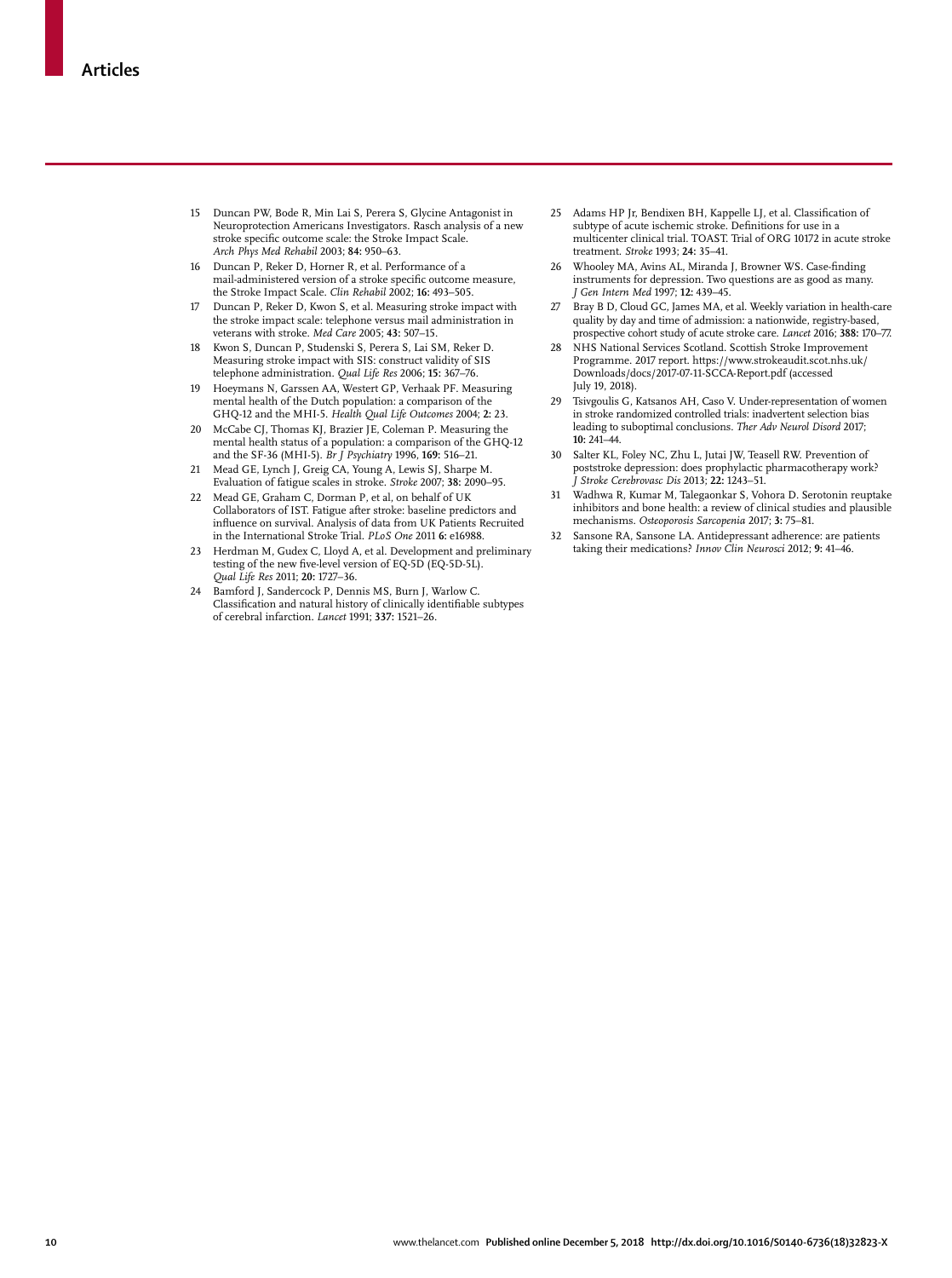15 Duncan PW, Bode R, Min Lai S, Perera S, Glycine Antagonist in Neuroprotection Americans Investigators. Rasch analysis of a new stroke specific outcome scale: the Stroke Impact Scale. *Arch Phys Med Rehabil* 2003; **84:** 950–63.

16 Duncan P, Reker D, Horner R, et al. Performance of a mail-administered version of a stroke specific outcome measure, the Stroke Impact Scale. *Clin Rehabil* 2002; **16:** 493–505.

17 Duncan P, Reker D, Kwon S, et al. Measuring stroke impact with the stroke impact scale: telephone versus mail administration in veterans with stroke. *Med Care* 2005; **43:** 507–15.

18 Kwon S, Duncan P, Studenski S, Perera S, Lai SM, Reker D. Measuring stroke impact with SIS: construct validity of SIS telephone administration. *Qual Life Res* 2006; **15:** 367–76.

19 Hoeymans N, Garssen AA, Westert GP, Verhaak PF. Measuring mental health of the Dutch population: a comparison of the GHQ-12 and the MHI-5. *Health Qual Life Outcomes* 2004; **2:** 23.

20 McCabe CJ, Thomas KJ, Brazier JE, Coleman P. Measuring the mental health status of a population: a comparison of the GHQ-12 and the SF-36 (MHI-5). *Br J Psychiatry* 1996, **169:** 516–21.

21 Mead GE, Lynch J, Greig CA, Young A, Lewis SJ, Sharpe M. Evaluation of fatigue scales in stroke. *Stroke* 2007; **38:** 2090–95.

22 Mead GE, Graham C, Dorman P, et al, on behalf of UK Collaborators of IST. Fatigue after stroke: baseline predictors and influence on survival. Analysis of data from UK Patients Recruited in the International Stroke Trial. *PLoS One* 2011 **6:** e16988.

23 Herdman M, Gudex C, Lloyd A, et al. Development and preliminary testing of the new five-level version of EQ-5D (EQ-5D-5L). *Qual Life Res* 2011; **20:** 1727–36.

24 Bamford J, Sandercock P, Dennis MS, Burn J, Warlow C. Classification and natural history of clinically identifiable subtypes of cerebral infarction. *Lancet* 1991; **337:** 1521–26.

25 Adams HP Jr, Bendixen BH, Kappelle LJ, et al. Classification of subtype of acute ischemic stroke. Definitions for use in a multicenter clinical trial. TOAST. Trial of ORG 10172 in acute stroke treatment. *Stroke* 1993; **24:** 35–41.

26 Whooley MA, Avins AL, Miranda J, Browner WS. Case-finding instruments for depression. Two questions are as good as many. *J Gen Intern Med* 1997; **12:** 439–45.

27 Bray B D, Cloud GC, James MA, et al. Weekly variation in health-care quality by day and time of admission: a nationwide, registry-based, prospective cohort study of acute stroke care. *Lancet* 2016; **388:** 170–77.

28 NHS National Services Scotland. Scottish Stroke Improvement Programme. 2017 report. https://www.strokeaudit.scot.nhs.uk/Downloads/docs/2017-07-11-SCCA-Report.pdf (accessed July 19, 2018).

29 Tsivgoulis G, Katsanos AH, Caso V. Under-representation of women in stroke randomized controlled trials: inadvertent selection bias leading to suboptimal conclusions. *Ther Adv Neurol Disord* 2017; **10:** 241–44.

30 Salter KL, Foley NC, Zhu L, Jutai JW, Teasell RW. Prevention of poststroke depression: does prophylactic pharmacotherapy work? *J Stroke Cerebrovasc Dis* 2013; **22:** 1243–51.

31 Wadhwa R, Kumar M, Talegaonkar S, Vohora D. Serotonin reuptake inhibitors and bone health: a review of clinical studies and plausible mechanisms. *Osteoporosis Sarcopenia* 2017; **3:** 75–81.

32 Sansone RA, Sansone LA. Antidepressant adherence: are patients taking their medications? *Innov Clin Neurosci* 2012; **9:** 41–46.